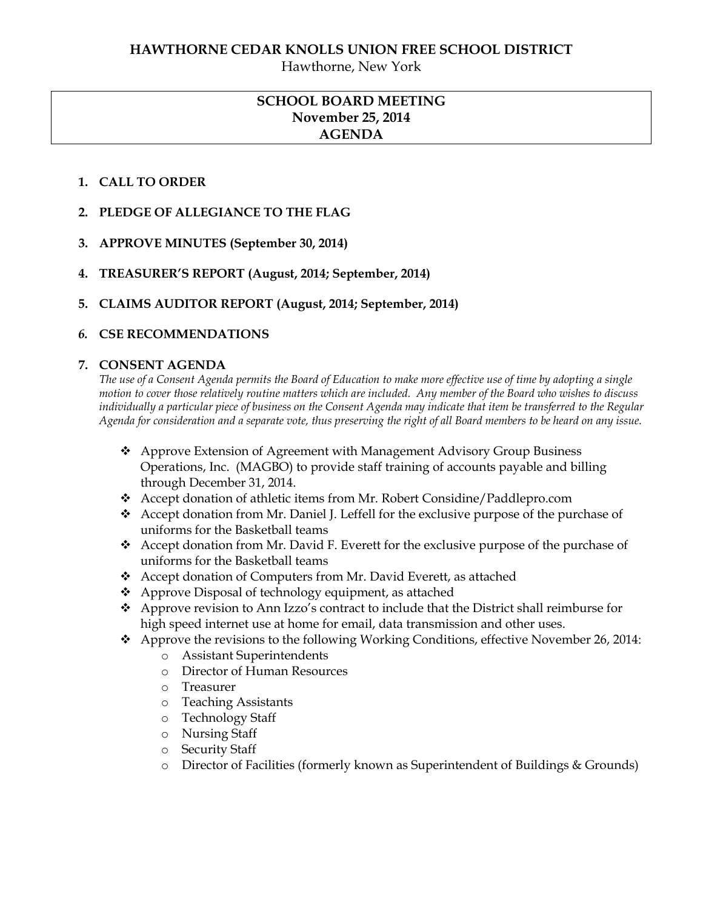# HAWTHORNE CEDAR KNOLLS UNION FREE SCHOOL DISTRICT

Hawthorne, New York

## SCHOOL BOARD MEETING
## November 25, 2014
## AGENDA

1. **CALL TO ORDER**
2. **PLEDGE OF ALLEGIANCE TO THE FLAG**
3. **APPROVE MINUTES (September 30, 2014)**
4. **TREASURER'S REPORT (August, 2014; September, 2014)**
5. **CLAIMS AUDITOR REPORT (August, 2014; September, 2014)**
6. **CSE RECOMMENDATIONS**
7. **CONSENT AGENDA**

*The use of a Consent Agenda permits the Board of Education to make more effective use of time by adopting a single motion to cover those relatively routine matters which are included. Any member of the Board who wishes to discuss individually a particular piece of business on the Consent Agenda may indicate that item be transferred to the Regular Agenda for consideration and a separate vote, thus preserving the right of all Board members to be heard on any issue.*

- Approve Extension of Agreement with Management Advisory Group Business Operations, Inc. (MAGBO) to provide staff training of accounts payable and billing through December 31, 2014.
- Accept donation of athletic items from Mr. Robert Considine/Paddlepro.com
- Accept donation from Mr. Daniel J. Leffell for the exclusive purpose of the purchase of uniforms for the Basketball teams
- Accept donation from Mr. David F. Everett for the exclusive purpose of the purchase of uniforms for the Basketball teams
- Accept donation of Computers from Mr. David Everett, as attached
- Approve Disposal of technology equipment, as attached
- Approve revision to Ann Izzo's contract to include that the District shall reimburse for high speed internet use at home for email, data transmission and other uses.
- Approve the revisions to the following Working Conditions, effective November 26, 2014:
  - Assistant Superintendents
  - Director of Human Resources
  - Treasurer
  - Teaching Assistants
  - Technology Staff
  - Nursing Staff
  - Security Staff
  - Director of Facilities (formerly known as Superintendent of Buildings & Grounds)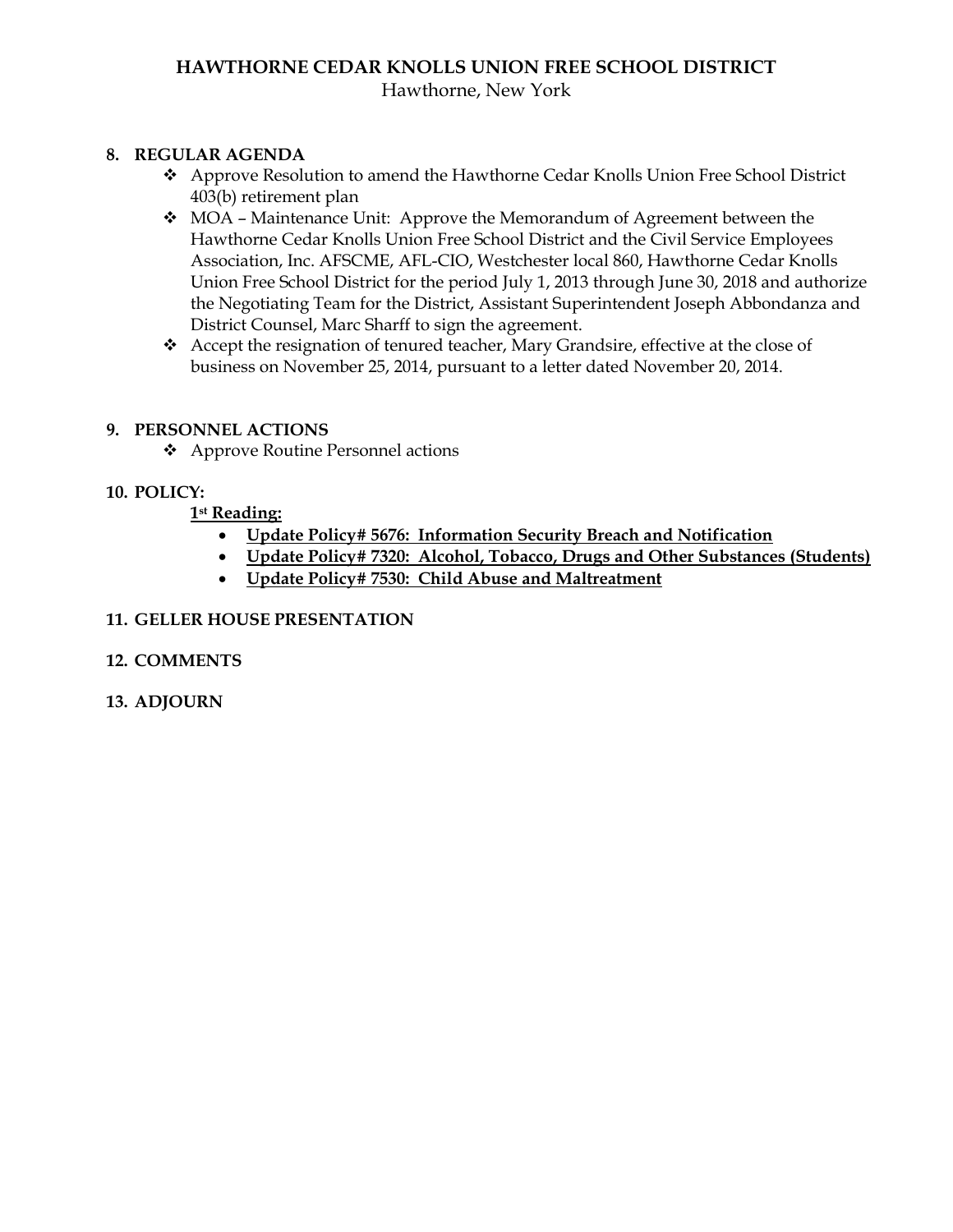**HAWTHORNE CEDAR KNOLLS UNION FREE SCHOOL DISTRICT**
Hawthorne, New York

8. **REGULAR AGENDA**
   - ❖ Approve Resolution to amend the Hawthorne Cedar Knolls Union Free School District 403(b) retirement plan
   - ❖ MOA – Maintenance Unit: Approve the Memorandum of Agreement between the Hawthorne Cedar Knolls Union Free School District and the Civil Service Employees Association, Inc. AFSCME, AFL-CIO, Westchester local 860, Hawthorne Cedar Knolls Union Free School District for the period July 1, 2013 through June 30, 2018 and authorize the Negotiating Team for the District, Assistant Superintendent Joseph Abbondanza and District Counsel, Marc Sharff to sign the agreement.
   - ❖ Accept the resignation of tenured teacher, Mary Grandsire, effective at the close of business on November 25, 2014, pursuant to a letter dated November 20, 2014.

9. **PERSONNEL ACTIONS**
   - ❖ Approve Routine Personnel actions

10. **POLICY:**

    **1st Reading:**
    - **Update Policy# 5676: Information Security Breach and Notification**
    - **Update Policy# 7320: Alcohol, Tobacco, Drugs and Other Substances (Students)**
    - **Update Policy# 7530: Child Abuse and Maltreatment**

11. **GELLER HOUSE PRESENTATION**

12. **COMMENTS**

13. **ADJOURN**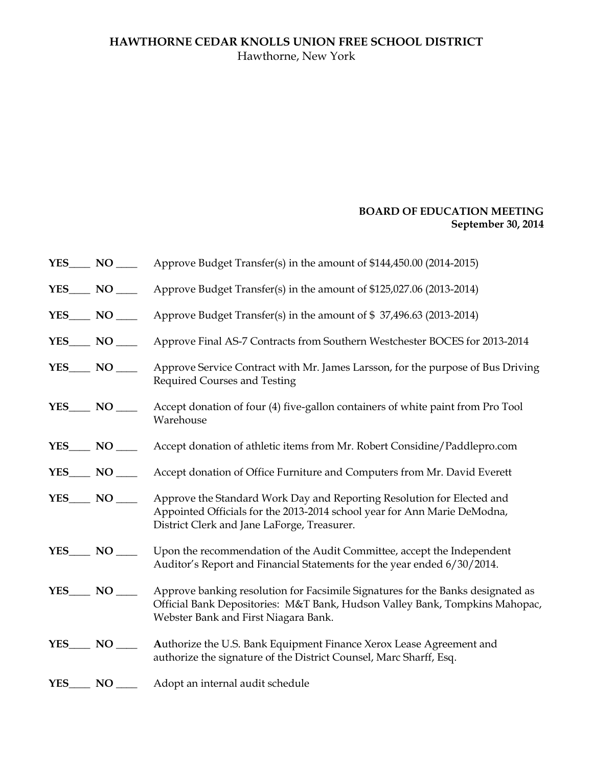**HAWTHORNE CEDAR KNOLLS UNION FREE SCHOOL DISTRICT**
Hawthorne, New York

**BOARD OF EDUCATION MEETING**
**September 30, 2014**

**YES**____ **NO** ____ Approve Budget Transfer(s) in the amount of $144,450.00 (2014-2015)

**YES**____ **NO** ____ Approve Budget Transfer(s) in the amount of $125,027.06 (2013-2014)

**YES**____ **NO** ____ Approve Budget Transfer(s) in the amount of $ 37,496.63 (2013-2014)

**YES**____ **NO** ____ Approve Final AS-7 Contracts from Southern Westchester BOCES for 2013-2014

**YES**____ **NO** ____ Approve Service Contract with Mr. James Larsson, for the purpose of Bus Driving Required Courses and Testing

**YES**____ **NO** ____ Accept donation of four (4) five-gallon containers of white paint from Pro Tool Warehouse

**YES**____ **NO** ____ Accept donation of athletic items from Mr. Robert Considine/Paddlepro.com

**YES**____ **NO** ____ Accept donation of Office Furniture and Computers from Mr. David Everett

**YES**____ **NO** ____ Approve the Standard Work Day and Reporting Resolution for Elected and Appointed Officials for the 2013-2014 school year for Ann Marie DeModna, District Clerk and Jane LaForge, Treasurer.

**YES**____ **NO** ____ Upon the recommendation of the Audit Committee, accept the Independent Auditor's Report and Financial Statements for the year ended 6/30/2014.

**YES**____ **NO** ____ Approve banking resolution for Facsimile Signatures for the Banks designated as Official Bank Depositories: M&T Bank, Hudson Valley Bank, Tompkins Mahopac, Webster Bank and First Niagara Bank.

**YES**____ **NO** ____ **A**uthorize the U.S. Bank Equipment Finance Xerox Lease Agreement and authorize the signature of the District Counsel, Marc Sharff, Esq.

**YES**____ **NO** ____ Adopt an internal audit schedule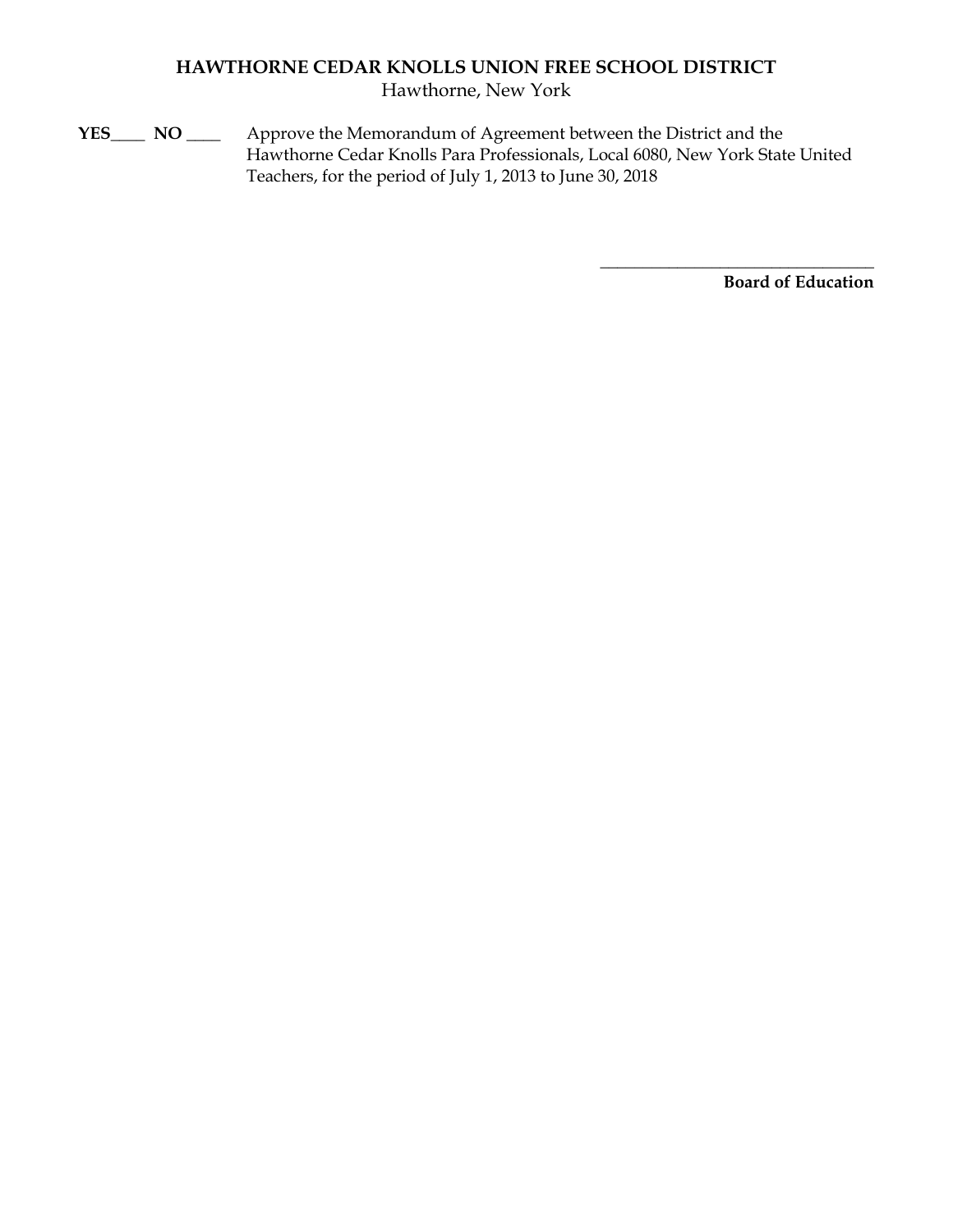**HAWTHORNE CEDAR KNOLLS UNION FREE SCHOOL DISTRICT**
Hawthorne, New York

**YES**____ **NO** ____ Approve the Memorandum of Agreement between the District and the Hawthorne Cedar Knolls Para Professionals, Local 6080, New York State United Teachers, for the period of July 1, 2013 to June 30, 2018

________________________________
**Board of Education**